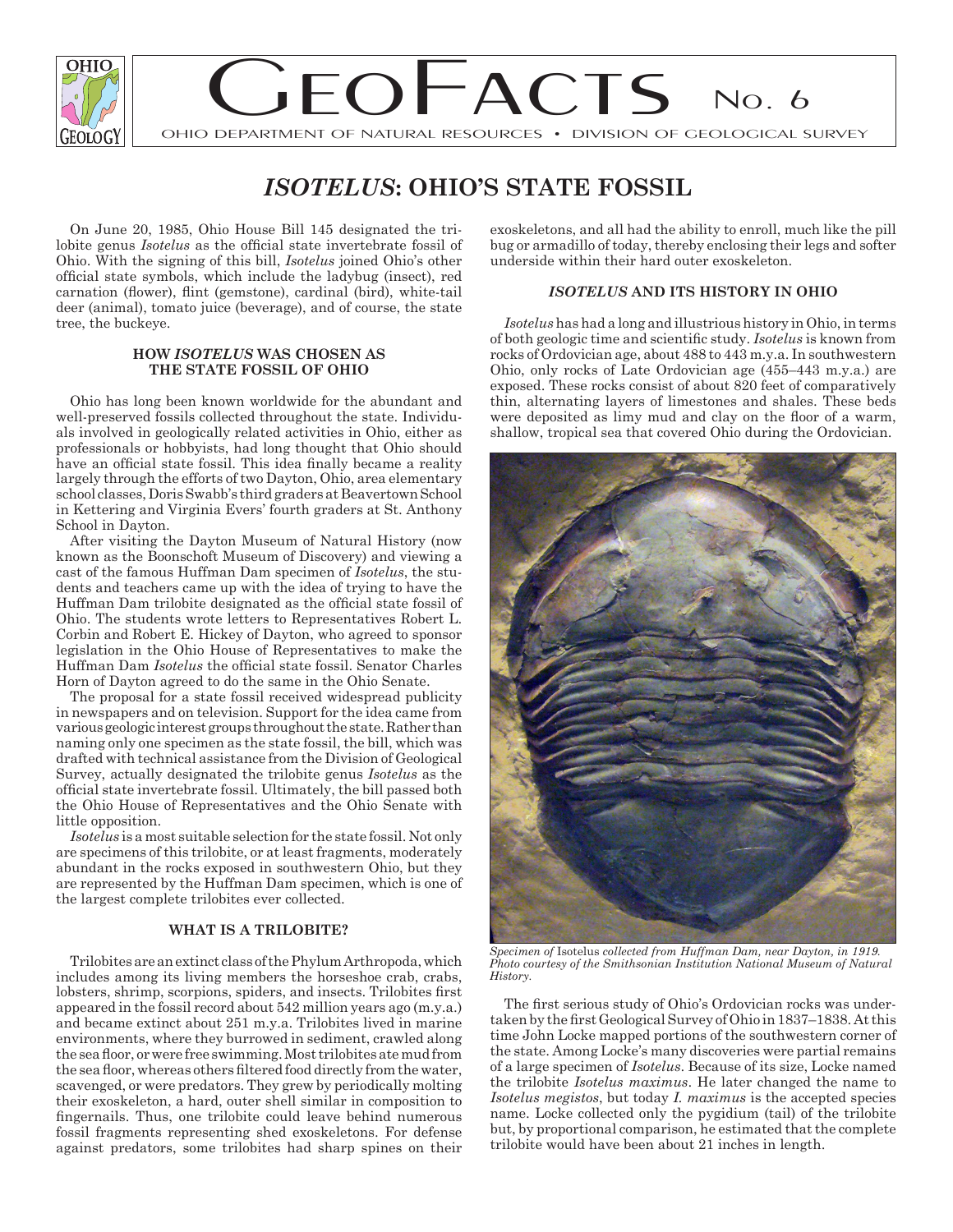# GEOFACTS No. 6

OHIO DEPARTMENT OF NATURAL RESOURCES • DIVISION OF GEOLOGICAL SURVEY

## *ISOTELUS*: OHIO'S STATE FOSSIL

On June 20, 1985, Ohio House Bill 145 designated the trilobite genus *Isotelus* as the official state invertebrate fossil of Ohio. With the signing of this bill, *Isotelus* joined Ohio's other official state symbols, which include the ladybug (insect), red carnation (flower), flint (gemstone), cardinal (bird), white-tail deer (animal), tomato juice (beverage), and of course, the state tree, the buckeye.

### HOW *ISOTELUS* WAS CHOSEN AS THE STATE FOSSIL OF OHIO

Ohio has long been known worldwide for the abundant and well-preserved fossils collected throughout the state. Individuals involved in geologically related activities in Ohio, either as professionals or hobbyists, had long thought that Ohio should have an official state fossil. This idea finally became a reality largely through the efforts of two Dayton, Ohio, area elementary school classes, Doris Swabb's third graders at Beavertown School in Kettering and Virginia Evers' fourth graders at St. Anthony School in Dayton.

After visiting the Dayton Museum of Natural History (now known as the Boonschoft Museum of Discovery) and viewing a cast of the famous Huffman Dam specimen of *Isotelus*, the students and teachers came up with the idea of trying to have the Huffman Dam trilobite designated as the official state fossil of Ohio. The students wrote letters to Representatives Robert L. Corbin and Robert E. Hickey of Dayton, who agreed to sponsor legislation in the Ohio House of Representatives to make the Huffman Dam *Isotelus* the official state fossil. Senator Charles Horn of Dayton agreed to do the same in the Ohio Senate.

The proposal for a state fossil received widespread publicity in newspapers and on television. Support for the idea came from various geologic interest groups throughout the state. Rather than naming only one specimen as the state fossil, the bill, which was drafted with technical assistance from the Division of Geological Survey, actually designated the trilobite genus *Isotelus* as the official state invertebrate fossil. Ultimately, the bill passed both the Ohio House of Representatives and the Ohio Senate with little opposition.

*Isotelus* is a most suitable selection for the state fossil. Not only are specimens of this trilobite, or at least fragments, moderately abundant in the rocks exposed in southwestern Ohio, but they are represented by the Huffman Dam specimen, which is one of the largest complete trilobites ever collected.

### WHAT IS A TRILOBITE?

Trilobites are an extinct class of the Phylum Arthropoda, which includes among its living members the horseshoe crab, crabs, lobsters, shrimp, scorpions, spiders, and insects. Trilobites first appeared in the fossil record about 542 million years ago (m.y.a.) and became extinct about 251 m.y.a. Trilobites lived in marine environments, where they burrowed in sediment, crawled along the sea floor, or were free swimming. Most trilobites ate mud from the sea floor, whereas others filtered food directly from the water, scavenged, or were predators. They grew by periodically molting their exoskeleton, a hard, outer shell similar in composition to fingernails. Thus, one trilobite could leave behind numerous fossil fragments representing shed exoskeletons. For defense against predators, some trilobites had sharp spines on their exoskeletons, and all had the ability to enroll, much like the pill bug or armadillo of today, thereby enclosing their legs and softer underside within their hard outer exoskeleton.

### *ISOTELUS* AND ITS HISTORY IN OHIO

*Isotelus* has had a long and illustrious history in Ohio, in terms of both geologic time and scientific study. *Isotelus* is known from rocks of Ordovician age, about 488 to 443 m.y.a. In southwestern Ohio, only rocks of Late Ordovician age (455–443 m.y.a.) are exposed. These rocks consist of about 820 feet of comparatively thin, alternating layers of limestones and shales. These beds were deposited as limy mud and clay on the floor of a warm, shallow, tropical sea that covered Ohio during the Ordovician.

*Specimen of* Isotelus *collected from Huffman Dam, near Dayton, in 1919. Photo courtesy of the Smithsonian Institution National Museum of Natural History.*

The first serious study of Ohio's Ordovician rocks was undertaken by the first Geological Survey of Ohio in 1837–1838. At this time John Locke mapped portions of the southwestern corner of the state. Among Locke's many discoveries were partial remains of a large specimen of *Isotelus*. Because of its size, Locke named the trilobite *Isotelus maximus*. He later changed the name to *Isotelus megistos*, but today *I. maximus* is the accepted species name. Locke collected only the pygidium (tail) of the trilobite but, by proportional comparison, he estimated that the complete trilobite would have been about 21 inches in length.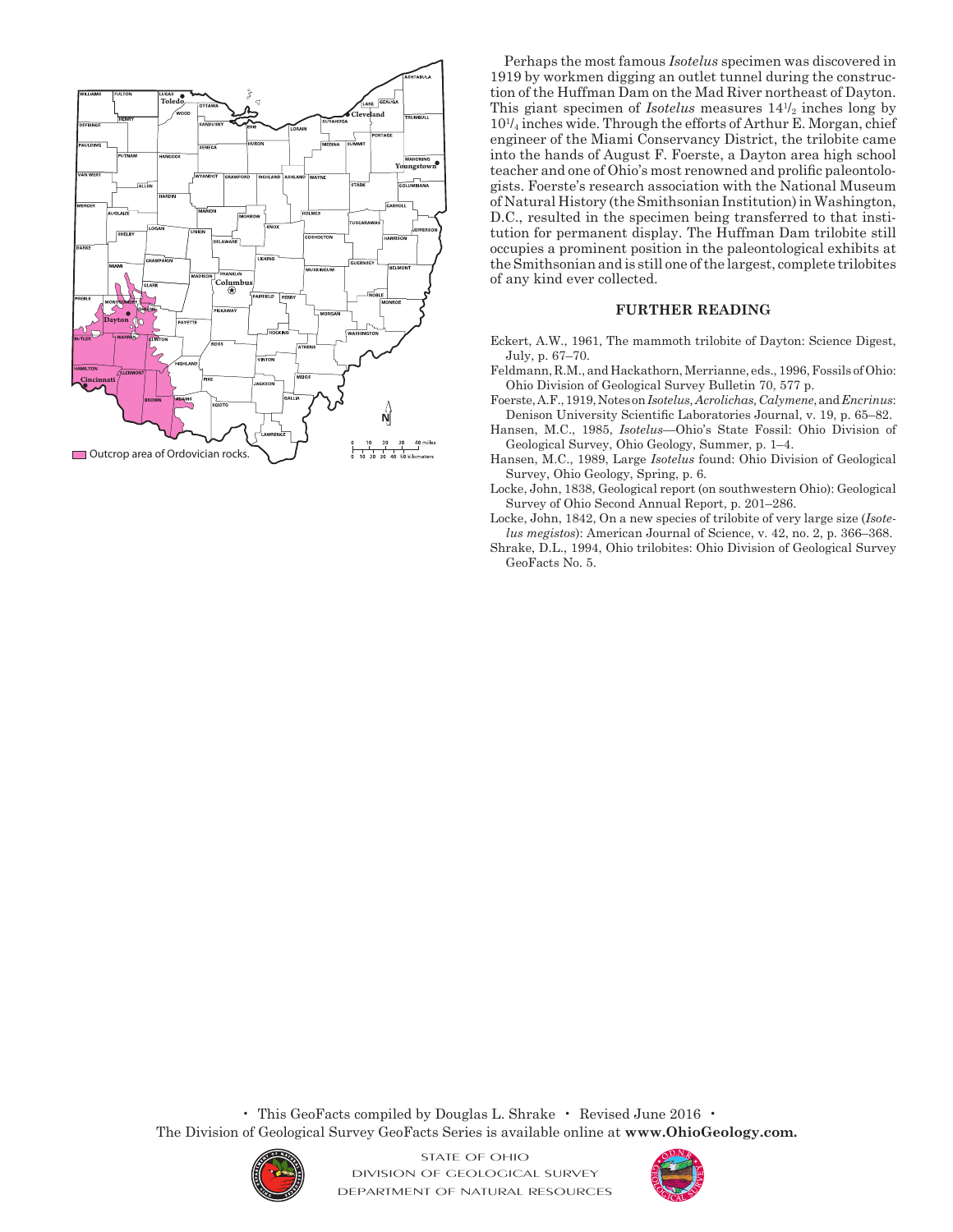Perhaps the most famous *Isotelus* specimen was discovered in 1919 by workmen digging an outlet tunnel during the construction of the Huffman Dam on the Mad River northeast of Dayton. This giant specimen of *Isotelus* measures 14$^{1}/_{2}$ inches long by 10$^{1}/_{4}$ inches wide. Through the efforts of Arthur E. Morgan, chief engineer of the Miami Conservancy District, the trilobite came into the hands of August F. Foerste, a Dayton area high school teacher and one of Ohio's most renowned and prolific paleontologists. Foerste's research association with the National Museum of Natural History (the Smithsonian Institution) in Washington, D.C., resulted in the specimen being transferred to that institution for permanent display. The Huffman Dam trilobite still occupies a prominent position in the paleontological exhibits at the Smithsonian and is still one of the largest, complete trilobites of any kind ever collected.

Outcrop area of Ordovician rocks.

## FURTHER READING

Eckert, A.W., 1961, The mammoth trilobite of Dayton: Science Digest, July, p. 67–70.

Feldmann, R.M., and Hackathorn, Merrianne, eds., 1996, Fossils of Ohio: Ohio Division of Geological Survey Bulletin 70, 577 p.

Foerste, A.F., 1919, Notes on *Isotelus, Acrolichas, Calymene*, and *Encrinus*: Denison University Scientific Laboratories Journal, v. 19, p. 65–82.

Hansen, M.C., 1985, *Isotelus*—Ohio's State Fossil: Ohio Division of Geological Survey, Ohio Geology, Summer, p. 1–4.

Hansen, M.C., 1989, Large *Isotelus* found: Ohio Division of Geological Survey, Ohio Geology, Spring, p. 6.

Locke, John, 1838, Geological report (on southwestern Ohio): Geological Survey of Ohio Second Annual Report, p. 201–286.

Locke, John, 1842, On a new species of trilobite of very large size (*Isotelus megistos*): American Journal of Science, v. 42, no. 2, p. 366–368.

Shrake, D.L., 1994, Ohio trilobites: Ohio Division of Geological Survey GeoFacts No. 5.

• This GeoFacts compiled by Douglas L. Shrake • Revised June 2016 •

The Division of Geological Survey GeoFacts Series is available online at **www.OhioGeology.com.**

STATE OF OHIO
DIVISION OF GEOLOGICAL SURVEY
DEPARTMENT OF NATURAL RESOURCES